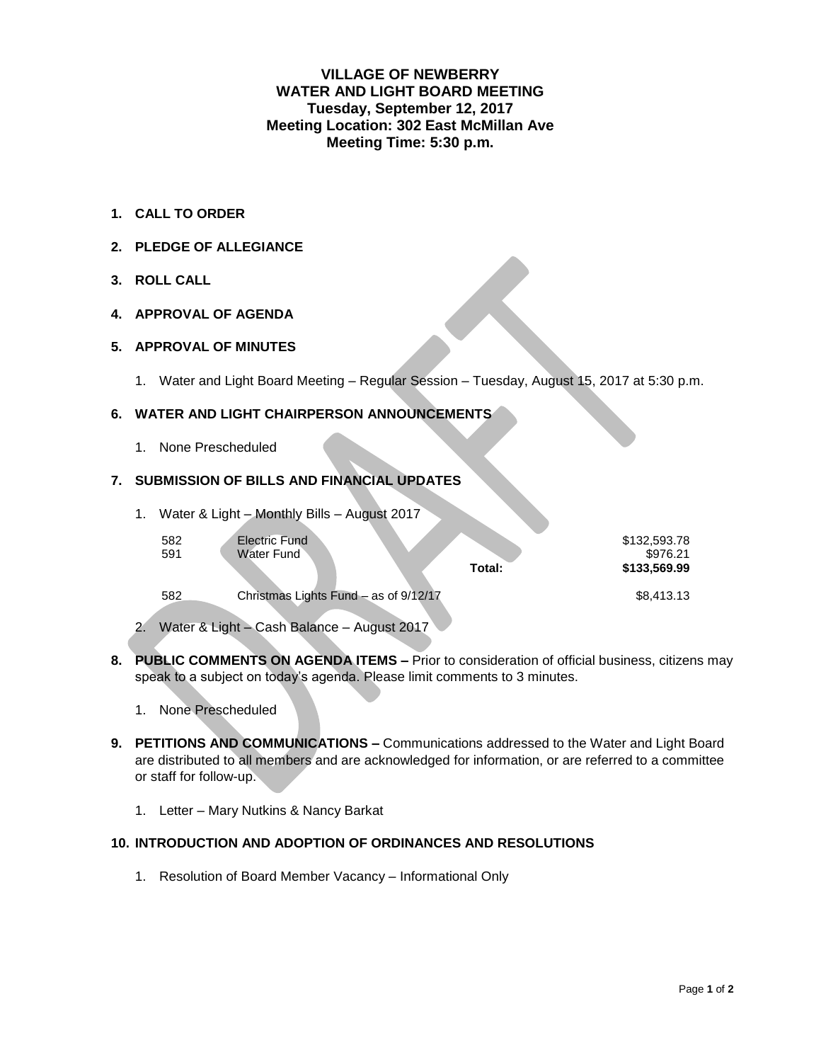**VILLAGE OF NEWBERRY**
**WATER AND LIGHT BOARD MEETING**
**Tuesday, September 12, 2017**
**Meeting Location: 302 East McMillan Ave**
**Meeting Time: 5:30 p.m.**

1. **CALL TO ORDER**

2. **PLEDGE OF ALLEGIANCE**

3. **ROLL CALL**

4. **APPROVAL OF AGENDA**

5. **APPROVAL OF MINUTES**

   1. Water and Light Board Meeting – Regular Session – Tuesday, August 15, 2017 at 5:30 p.m.

6. **WATER AND LIGHT CHAIRPERSON ANNOUNCEMENTS**

   1. None Prescheduled

7. **SUBMISSION OF BILLS AND FINANCIAL UPDATES**

   1. Water & Light – Monthly Bills – August 2017

| | | | |
|---|---|---|---|
| 582 | Electric Fund | | $132,593.78 |
| 591 | Water Fund | | $976.21 |
| | | **Total:** | **$133,569.99** |
| 582 | Christmas Lights Fund – as of 9/12/17 | | $8,413.13 |

   2. Water & Light – Cash Balance – August 2017

8. **PUBLIC COMMENTS ON AGENDA ITEMS –** Prior to consideration of official business, citizens may speak to a subject on today's agenda. Please limit comments to 3 minutes.

   1. None Prescheduled

9. **PETITIONS AND COMMUNICATIONS –** Communications addressed to the Water and Light Board are distributed to all members and are acknowledged for information, or are referred to a committee or staff for follow-up.

   1. Letter – Mary Nutkins & Nancy Barkat

10. **INTRODUCTION AND ADOPTION OF ORDINANCES AND RESOLUTIONS**

    1. Resolution of Board Member Vacancy – Informational Only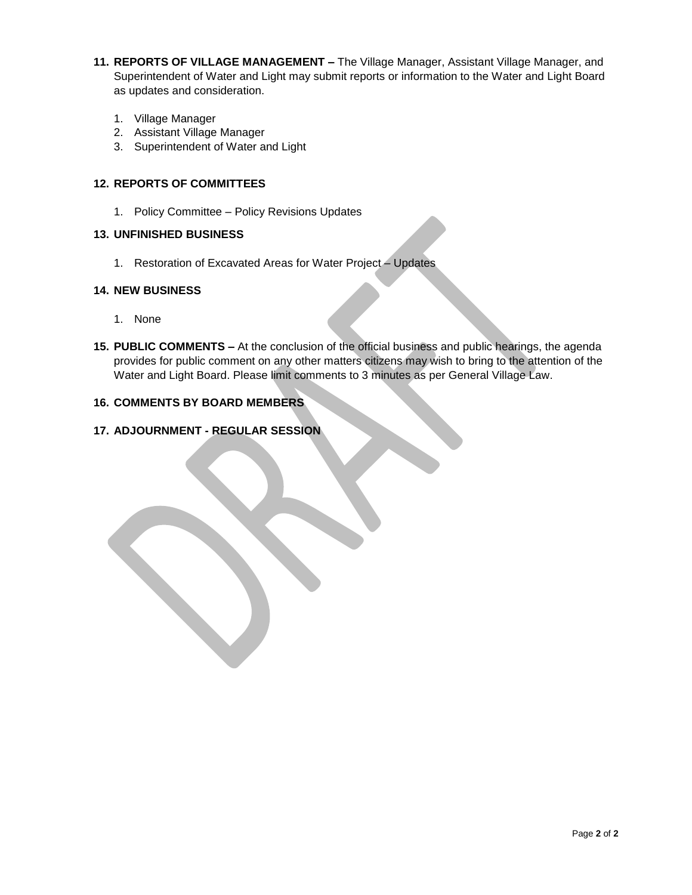**11. REPORTS OF VILLAGE MANAGEMENT –** The Village Manager, Assistant Village Manager, and Superintendent of Water and Light may submit reports or information to the Water and Light Board as updates and consideration.

1. Village Manager
2. Assistant Village Manager
3. Superintendent of Water and Light

**12. REPORTS OF COMMITTEES**

1. Policy Committee – Policy Revisions Updates

**13. UNFINISHED BUSINESS**

1. Restoration of Excavated Areas for Water Project – Updates

**14. NEW BUSINESS**

1. None

**15. PUBLIC COMMENTS –** At the conclusion of the official business and public hearings, the agenda provides for public comment on any other matters citizens may wish to bring to the attention of the Water and Light Board. Please limit comments to 3 minutes as per General Village Law.

**16. COMMENTS BY BOARD MEMBERS**

**17. ADJOURNMENT - REGULAR SESSION**

DRAFT